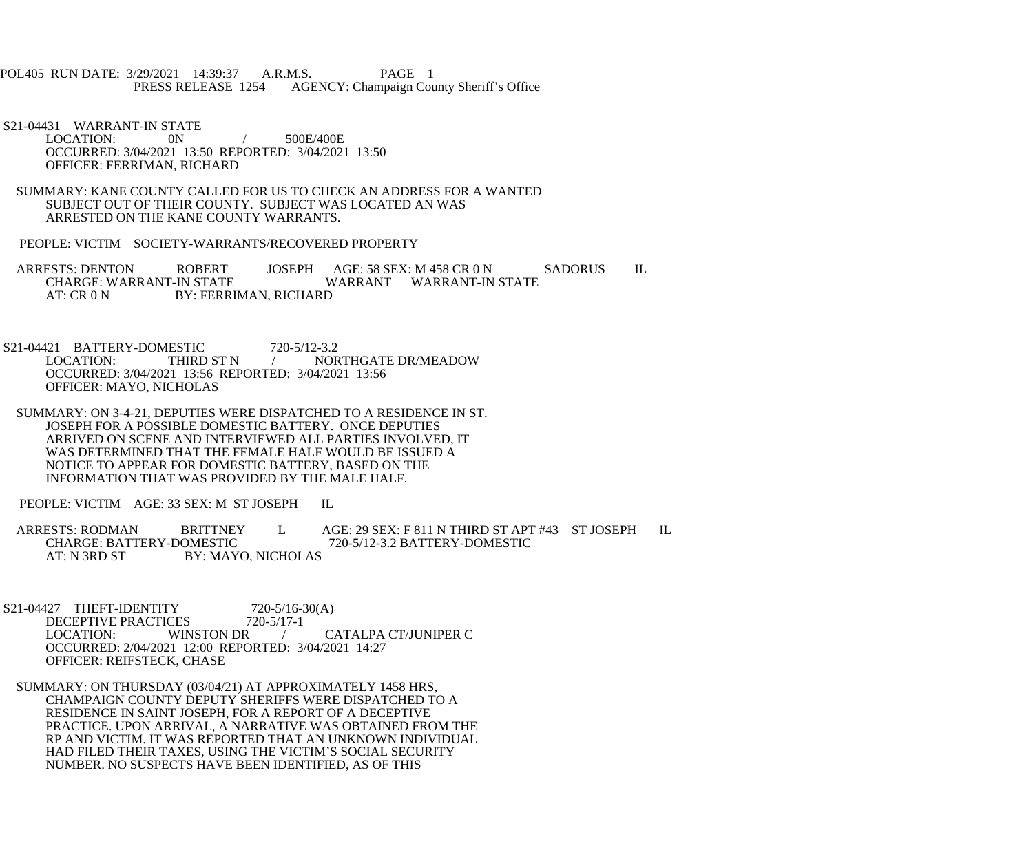POL405 RUN DATE: 3/29/2021 14:39:37 A.R.M.S. PAGE 1
PRESS RELEASE 1254 AGENCY: Champaign County Sheriff's Office

S21-04431 WARRANT-IN STATE
LOCATION: 0N / 500E/400E
OCCURRED: 3/04/2021 13:50 REPORTED: 3/04/2021 13:50
OFFICER: FERRIMAN, RICHARD

SUMMARY: KANE COUNTY CALLED FOR US TO CHECK AN ADDRESS FOR A WANTED SUBJECT OUT OF THEIR COUNTY. SUBJECT WAS LOCATED AN WAS ARRESTED ON THE KANE COUNTY WARRANTS.

PEOPLE: VICTIM SOCIETY-WARRANTS/RECOVERED PROPERTY

ARRESTS: DENTON ROBERT JOSEPH AGE: 58 SEX: M 458 CR 0 N SADORUS IL
CHARGE: WARRANT-IN STATE WARRANT WARRANT-IN STATE
AT: CR 0 N BY: FERRIMAN, RICHARD

S21-04421 BATTERY-DOMESTIC 720-5/12-3.2
LOCATION: THIRD ST N / NORTHGATE DR/MEADOW
OCCURRED: 3/04/2021 13:56 REPORTED: 3/04/2021 13:56
OFFICER: MAYO, NICHOLAS

SUMMARY: ON 3-4-21, DEPUTIES WERE DISPATCHED TO A RESIDENCE IN ST. JOSEPH FOR A POSSIBLE DOMESTIC BATTERY. ONCE DEPUTIES ARRIVED ON SCENE AND INTERVIEWED ALL PARTIES INVOLVED, IT WAS DETERMINED THAT THE FEMALE HALF WOULD BE ISSUED A NOTICE TO APPEAR FOR DOMESTIC BATTERY, BASED ON THE INFORMATION THAT WAS PROVIDED BY THE MALE HALF.

PEOPLE: VICTIM AGE: 33 SEX: M ST JOSEPH IL

ARRESTS: RODMAN BRITTNEY L AGE: 29 SEX: F 811 N THIRD ST APT #43 ST JOSEPH IL
CHARGE: BATTERY-DOMESTIC 720-5/12-3.2 BATTERY-DOMESTIC
AT: N 3RD ST BY: MAYO, NICHOLAS

S21-04427 THEFT-IDENTITY 720-5/16-30(A)
DECEPTIVE PRACTICES 720-5/17-1
LOCATION: WINSTON DR / CATALPA CT/JUNIPER C
OCCURRED: 2/04/2021 12:00 REPORTED: 3/04/2021 14:27
OFFICER: REIFSTECK, CHASE

SUMMARY: ON THURSDAY (03/04/21) AT APPROXIMATELY 1458 HRS, CHAMPAIGN COUNTY DEPUTY SHERIFFS WERE DISPATCHED TO A RESIDENCE IN SAINT JOSEPH, FOR A REPORT OF A DECEPTIVE PRACTICE. UPON ARRIVAL, A NARRATIVE WAS OBTAINED FROM THE RP AND VICTIM. IT WAS REPORTED THAT AN UNKNOWN INDIVIDUAL HAD FILED THEIR TAXES, USING THE VICTIM'S SOCIAL SECURITY NUMBER. NO SUSPECTS HAVE BEEN IDENTIFIED, AS OF THIS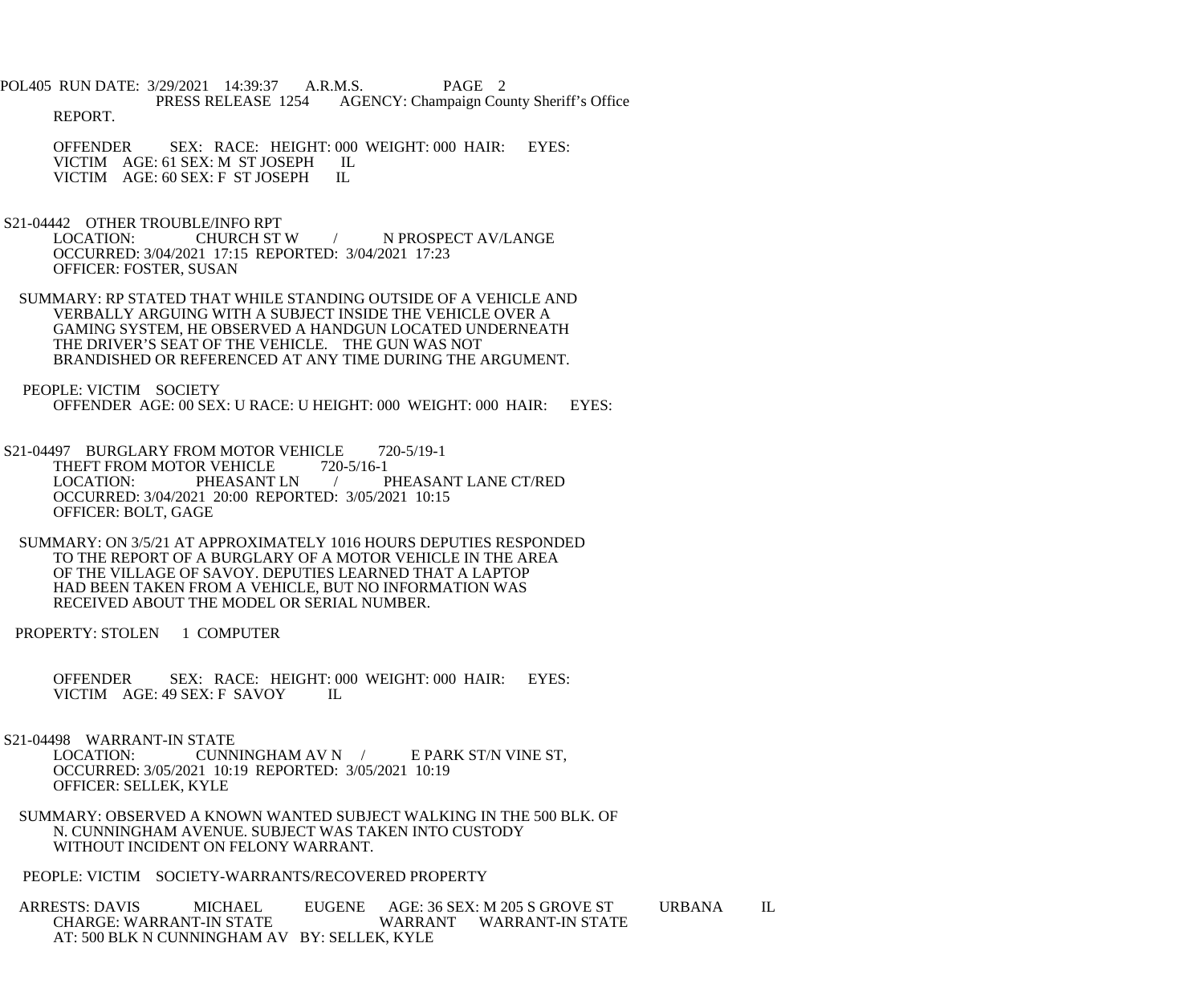REPORT.

OFFENDER SEX: RACE: HEIGHT: 000 WEIGHT: 000 HAIR: EYES:
VICTIM AGE: 61 SEX: M ST JOSEPH IL
VICTIM AGE: 60 SEX: F ST JOSEPH IL

S21-04442 OTHER TROUBLE/INFO RPT
LOCATION: CHURCH ST W / N PROSPECT AV/LANGE
OCCURRED: 3/04/2021 17:15 REPORTED: 3/04/2021 17:23
OFFICER: FOSTER, SUSAN

SUMMARY: RP STATED THAT WHILE STANDING OUTSIDE OF A VEHICLE AND VERBALLY ARGUING WITH A SUBJECT INSIDE THE VEHICLE OVER A GAMING SYSTEM, HE OBSERVED A HANDGUN LOCATED UNDERNEATH THE DRIVER'S SEAT OF THE VEHICLE. THE GUN WAS NOT BRANDISHED OR REFERENCED AT ANY TIME DURING THE ARGUMENT.

PEOPLE: VICTIM SOCIETY
OFFENDER AGE: 00 SEX: U RACE: U HEIGHT: 000 WEIGHT: 000 HAIR: EYES:

S21-04497 BURGLARY FROM MOTOR VEHICLE 720-5/19-1
THEFT FROM MOTOR VEHICLE 720-5/16-1
LOCATION: PHEASANT LN / PHEASANT LANE CT/RED
OCCURRED: 3/04/2021 20:00 REPORTED: 3/05/2021 10:15
OFFICER: BOLT, GAGE

SUMMARY: ON 3/5/21 AT APPROXIMATELY 1016 HOURS DEPUTIES RESPONDED TO THE REPORT OF A BURGLARY OF A MOTOR VEHICLE IN THE AREA OF THE VILLAGE OF SAVOY. DEPUTIES LEARNED THAT A LAPTOP HAD BEEN TAKEN FROM A VEHICLE, BUT NO INFORMATION WAS RECEIVED ABOUT THE MODEL OR SERIAL NUMBER.

PROPERTY: STOLEN 1 COMPUTER

OFFENDER SEX: RACE: HEIGHT: 000 WEIGHT: 000 HAIR: EYES:
VICTIM AGE: 49 SEX: F SAVOY IL

S21-04498 WARRANT-IN STATE
LOCATION: CUNNINGHAM AV N / E PARK ST/N VINE ST,
OCCURRED: 3/05/2021 10:19 REPORTED: 3/05/2021 10:19
OFFICER: SELLEK, KYLE

SUMMARY: OBSERVED A KNOWN WANTED SUBJECT WALKING IN THE 500 BLK. OF N. CUNNINGHAM AVENUE. SUBJECT WAS TAKEN INTO CUSTODY WITHOUT INCIDENT ON FELONY WARRANT.

PEOPLE: VICTIM SOCIETY-WARRANTS/RECOVERED PROPERTY

ARRESTS: DAVIS MICHAEL EUGENE AGE: 36 SEX: M 205 S GROVE ST URBANA IL
CHARGE: WARRANT-IN STATE WARRANT WARRANT-IN STATE
AT: 500 BLK N CUNNINGHAM AV BY: SELLEK, KYLE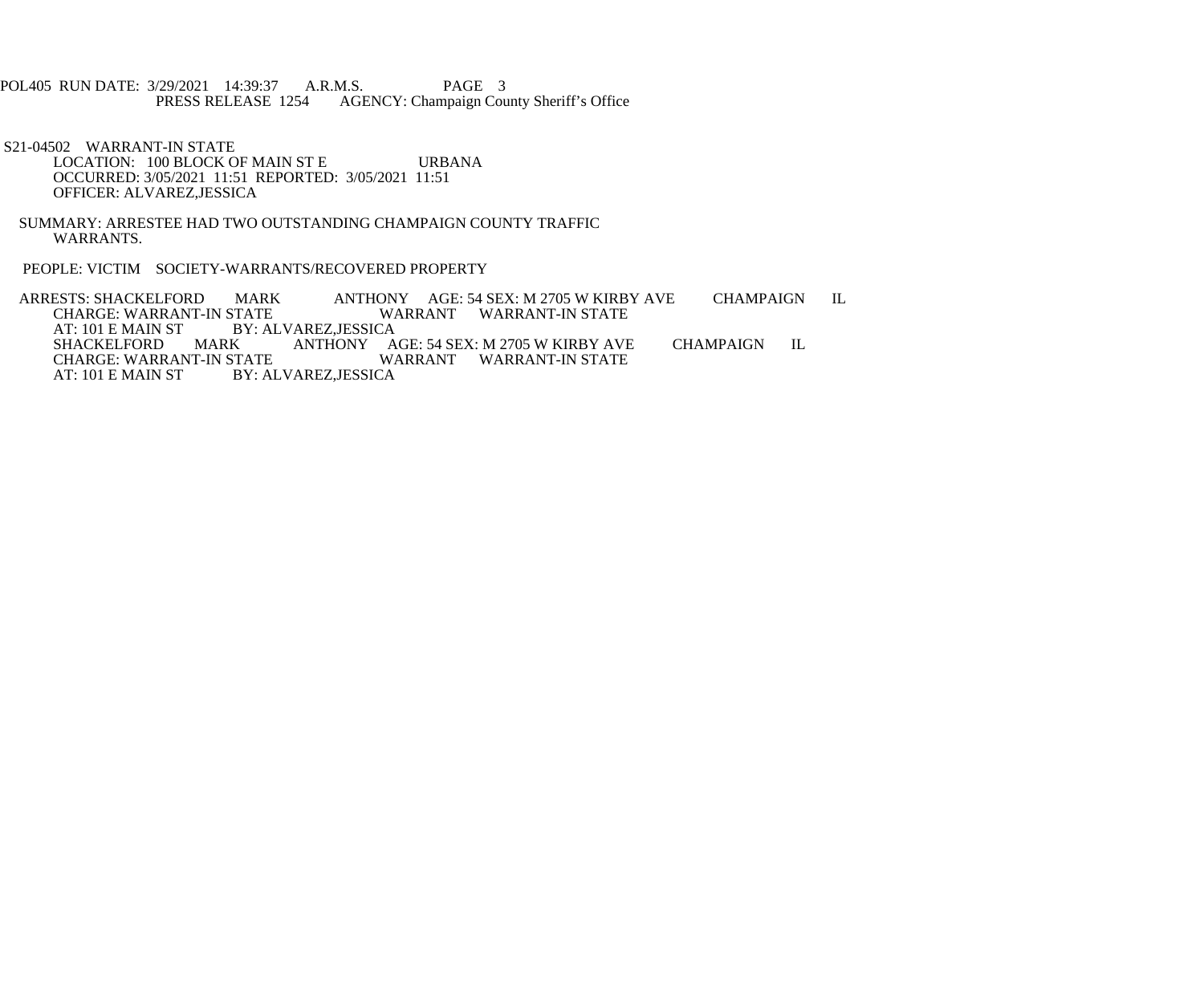S21-04502 WARRANT-IN STATE
LOCATION: 100 BLOCK OF MAIN ST E URBANA
OCCURRED: 3/05/2021 11:51 REPORTED: 3/05/2021 11:51
OFFICER: ALVAREZ,JESSICA

SUMMARY: ARRESTEE HAD TWO OUTSTANDING CHAMPAIGN COUNTY TRAFFIC WARRANTS.

PEOPLE: VICTIM SOCIETY-WARRANTS/RECOVERED PROPERTY

ARRESTS: SHACKELFORD MARK ANTHONY AGE: 54 SEX: M 2705 W KIRBY AVE CHAMPAIGN IL
CHARGE: WARRANT-IN STATE WARRANT WARRANT-IN STATE
AT: 101 E MAIN ST BY: ALVAREZ,JESSICA
SHACKELFORD MARK ANTHONY AGE: 54 SEX: M 2705 W KIRBY AVE CHAMPAIGN IL
CHARGE: WARRANT-IN STATE WARRANT WARRANT-IN STATE
AT: 101 E MAIN ST BY: ALVAREZ,JESSICA